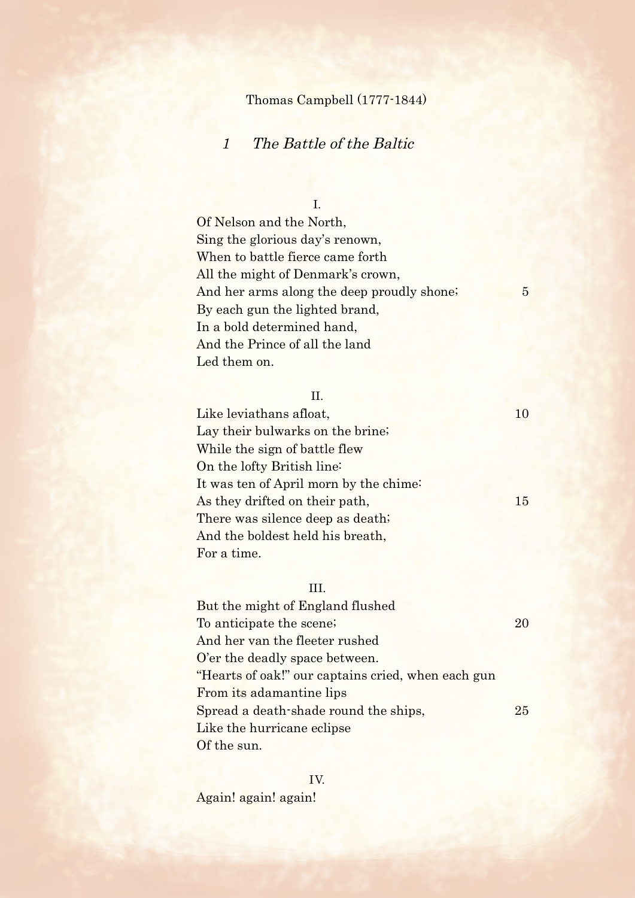Thomas Campbell (1777-1844)

## *1 The Battle of the Baltic*

I.

Of Nelson and the North,
Sing the glorious day's renown,
When to battle fierce came forth
All the might of Denmark's crown,
And her arms along the deep proudly shone; 5
By each gun the lighted brand,
In a bold determined hand,
And the Prince of all the land
Led them on.

II.

Like leviathans afloat, 10
Lay their bulwarks on the brine;
While the sign of battle flew
On the lofty British line:
It was ten of April morn by the chime:
As they drifted on their path, 15
There was silence deep as death;
And the boldest held his breath,
For a time.

III.

But the might of England flushed
To anticipate the scene; 20
And her van the fleeter rushed
O'er the deadly space between.
"Hearts of oak!" our captains cried, when each gun
From its adamantine lips
Spread a death-shade round the ships, 25
Like the hurricane eclipse
Of the sun.

IV.

Again! again! again!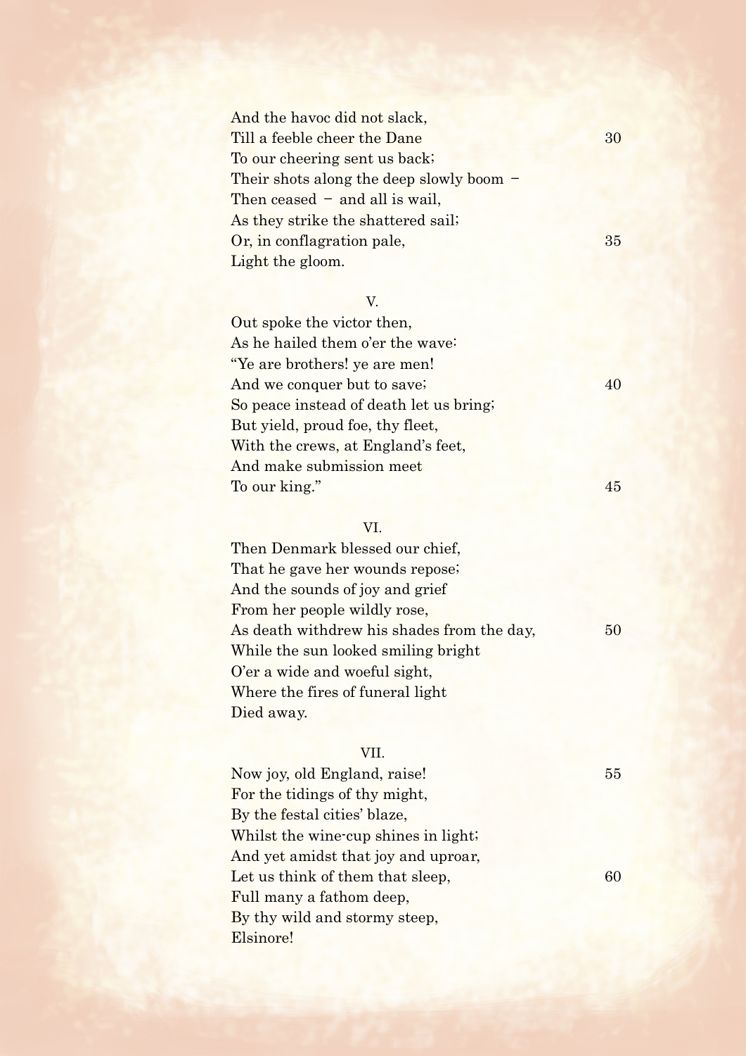And the havoc did not slack,  
Till a feeble cheer the Dane 30  
To our cheering sent us back;  
Their shots along the deep slowly boom –  
Then ceased – and all is wail,  
As they strike the shattered sail;  
Or, in conflagration pale, 35  
Light the gloom.

V.

Out spoke the victor then,  
As he hailed them o'er the wave:  
"Ye are brothers! ye are men!  
And we conquer but to save; 40  
So peace instead of death let us bring;  
But yield, proud foe, thy fleet,  
With the crews, at England's feet,  
And make submission meet  
To our king." 45

VI.

Then Denmark blessed our chief,  
That he gave her wounds repose;  
And the sounds of joy and grief  
From her people wildly rose,  
As death withdrew his shades from the day, 50  
While the sun looked smiling bright  
O'er a wide and woeful sight,  
Where the fires of funeral light  
Died away.

VII.

Now joy, old England, raise! 55  
For the tidings of thy might,  
By the festal cities' blaze,  
Whilst the wine-cup shines in light;  
And yet amidst that joy and uproar,  
Let us think of them that sleep, 60  
Full many a fathom deep,  
By thy wild and stormy steep,  
Elsinore!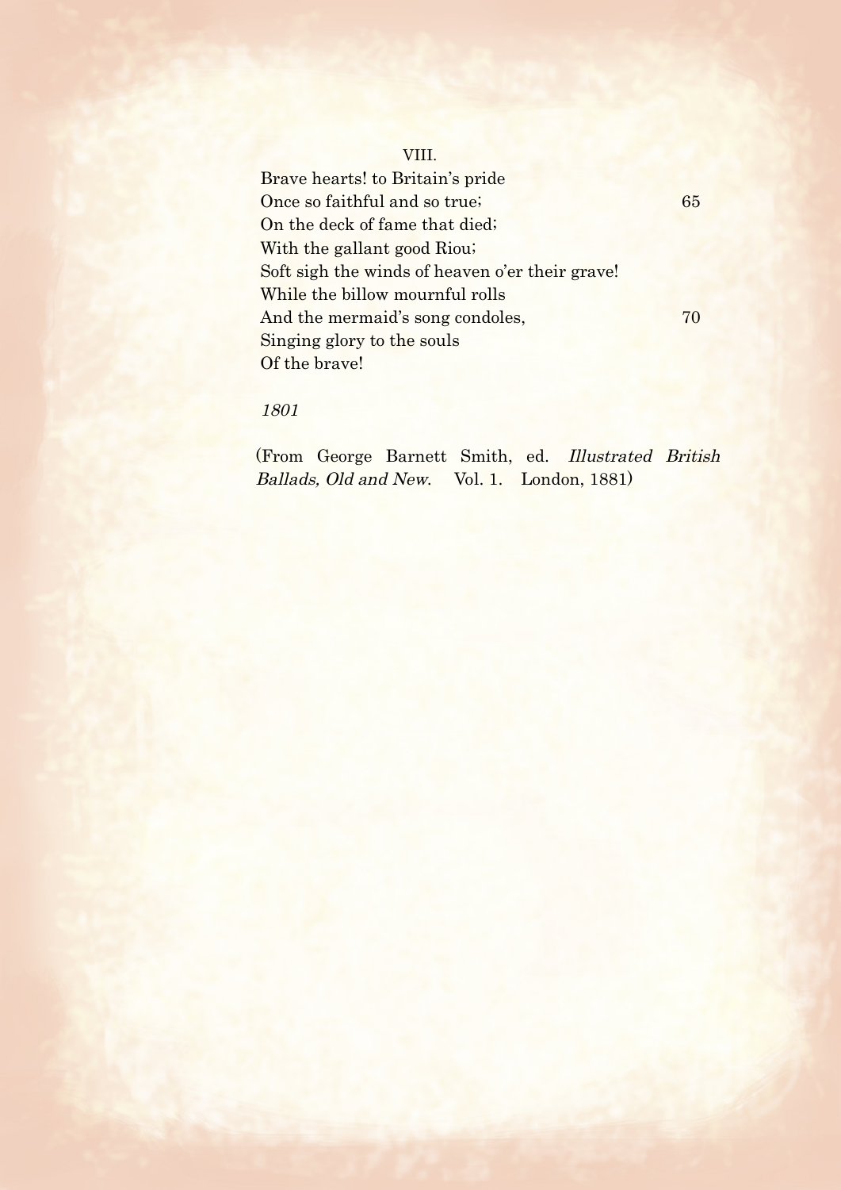VIII.

Brave hearts! to Britain's pride  
Once so faithful and so true; 65  
On the deck of fame that died;  
With the gallant good Riou;  
Soft sigh the winds of heaven o'er their grave!  
While the billow mournful rolls  
And the mermaid's song condoles, 70  
Singing glory to the souls  
Of the brave!

*1801*

(From George Barnett Smith, ed. *Illustrated British Ballads, Old and New*. Vol. 1. London, 1881)